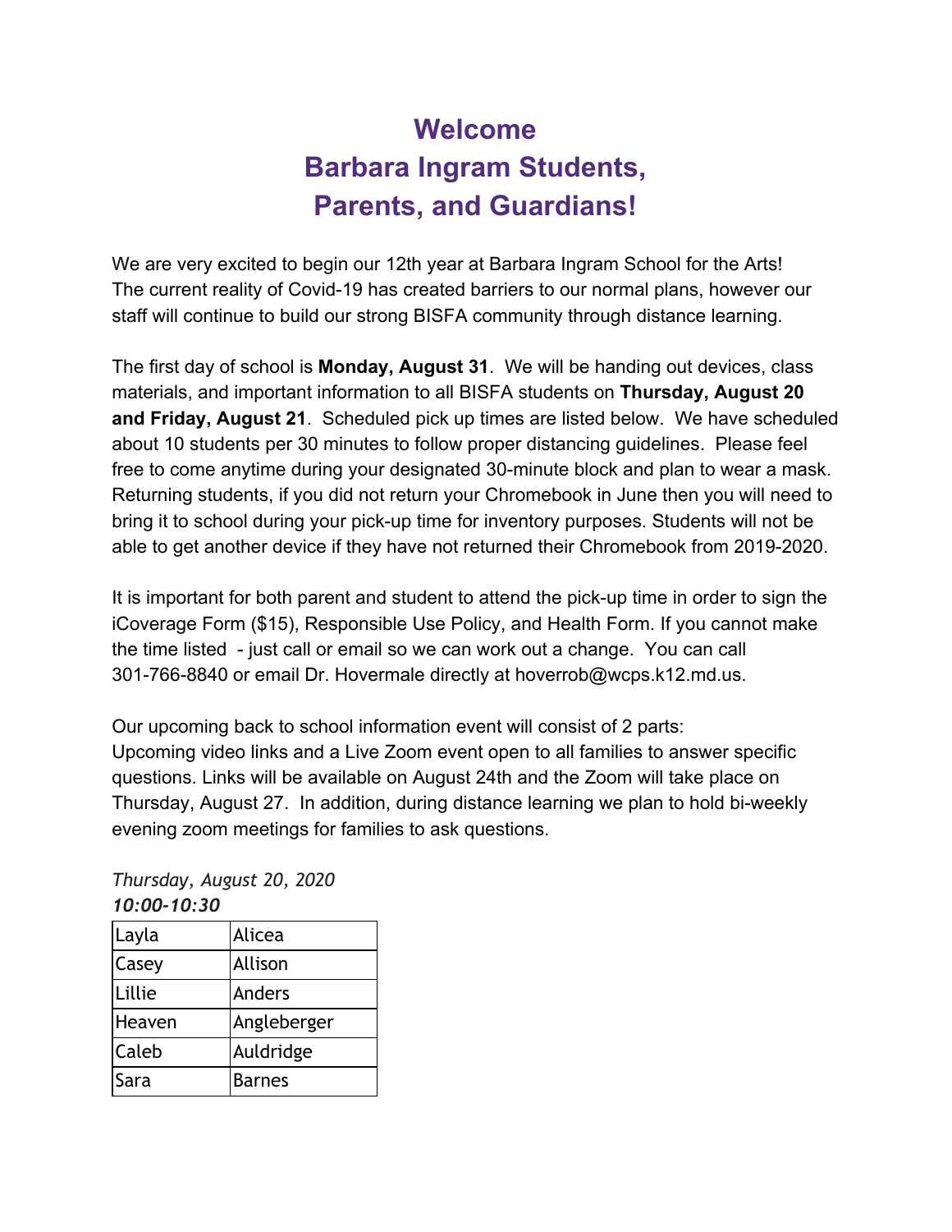# Welcome
# Barbara Ingram Students, Parents, and Guardians!

We are very excited to begin our 12th year at Barbara Ingram School for the Arts! The current reality of Covid-19 has created barriers to our normal plans, however our staff will continue to build our strong BISFA community through distance learning.

The first day of school is **Monday, August 31**. We will be handing out devices, class materials, and important information to all BISFA students on **Thursday, August 20 and Friday, August 21**. Scheduled pick up times are listed below. We have scheduled about 10 students per 30 minutes to follow proper distancing guidelines. Please feel free to come anytime during your designated 30-minute block and plan to wear a mask. Returning students, if you did not return your Chromebook in June then you will need to bring it to school during your pick-up time for inventory purposes. Students will not be able to get another device if they have not returned their Chromebook from 2019-2020.

It is important for both parent and student to attend the pick-up time in order to sign the iCoverage Form ($15), Responsible Use Policy, and Health Form. If you cannot make the time listed - just call or email so we can work out a change. You can call 301-766-8840 or email Dr. Hovermale directly at hoverrob@wcps.k12.md.us.

Our upcoming back to school information event will consist of 2 parts:
Upcoming video links and a Live Zoom event open to all families to answer specific questions. Links will be available on August 24th and the Zoom will take place on Thursday, August 27. In addition, during distance learning we plan to hold bi-weekly evening zoom meetings for families to ask questions.

*Thursday, August 20, 2020*
***10:00-10:30***

| | |
|---|---|
| Layla | Alicea |
| Casey | Allison |
| Lillie | Anders |
| Heaven | Angleberger |
| Caleb | Auldridge |
| Sara | Barnes |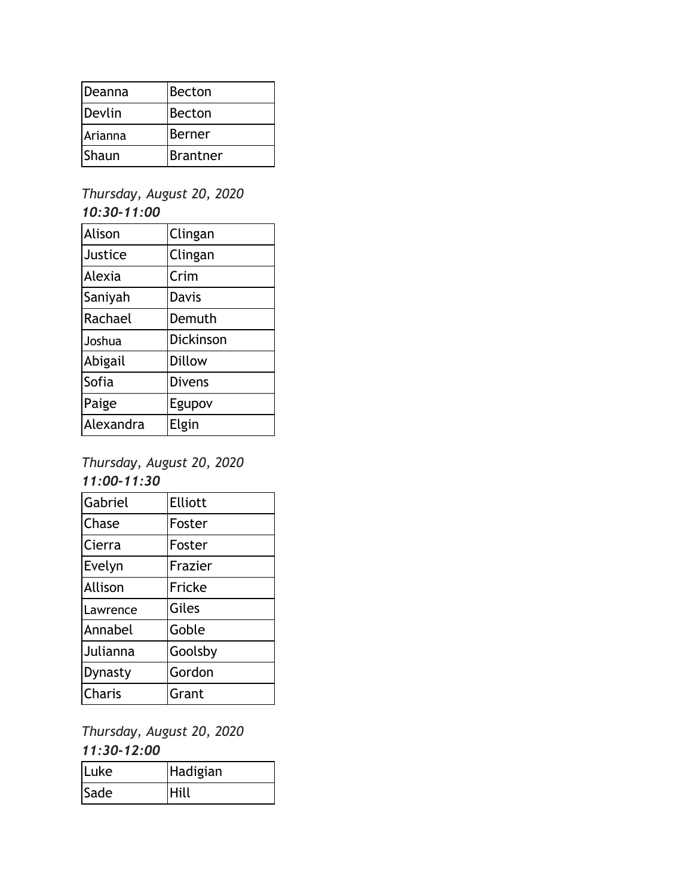| | |
|---|---|
| Deanna | Becton |
| Devlin | Becton |
| Arianna | Berner |
| Shaun | Brantner |

*Thursday, August 20, 2020*
***10:30-11:00***

| | |
|---|---|
| Alison | Clingan |
| Justice | Clingan |
| Alexia | Crim |
| Saniyah | Davis |
| Rachael | Demuth |
| Joshua | Dickinson |
| Abigail | Dillow |
| Sofia | Divens |
| Paige | Egupov |
| Alexandra | Elgin |

*Thursday, August 20, 2020*
***11:00-11:30***

| | |
|---|---|
| Gabriel | Elliott |
| Chase | Foster |
| Cierra | Foster |
| Evelyn | Frazier |
| Allison | Fricke |
| Lawrence | Giles |
| Annabel | Goble |
| Julianna | Goolsby |
| Dynasty | Gordon |
| Charis | Grant |

*Thursday, August 20, 2020*
***11:30-12:00***

| | |
|---|---|
| Luke | Hadigian |
| Sade | Hill |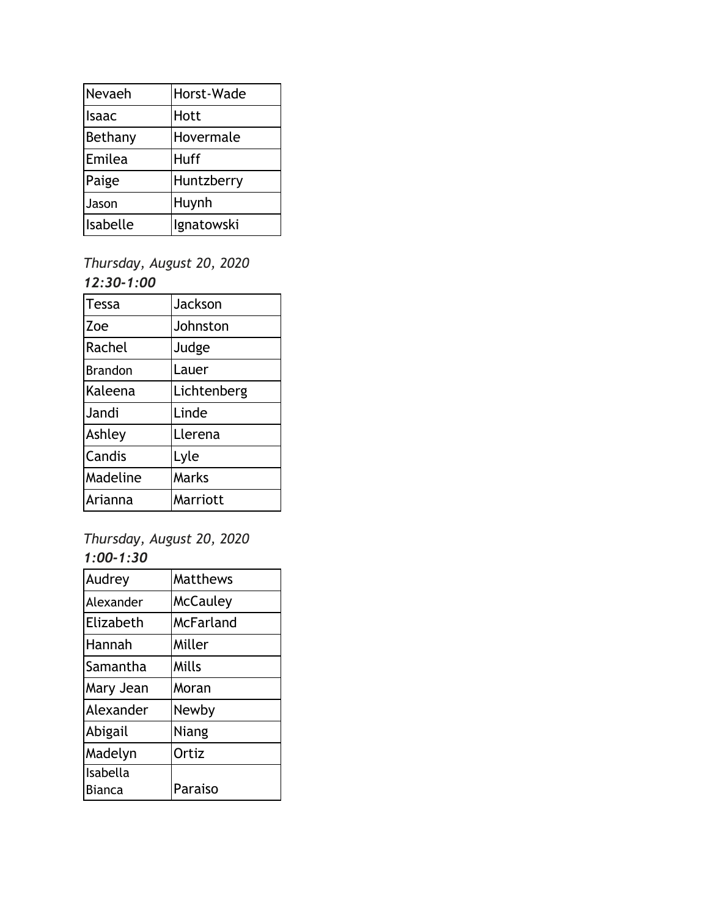| | |
|---|---|
| Nevaeh | Horst-Wade |
| Isaac | Hott |
| Bethany | Hovermale |
| Emilea | Huff |
| Paige | Huntzberry |
| Jason | Huynh |
| Isabelle | Ignatowski |

*Thursday, August 20, 2020*

***12:30-1:00***

| | |
|---|---|
| Tessa | Jackson |
| Zoe | Johnston |
| Rachel | Judge |
| Brandon | Lauer |
| Kaleena | Lichtenberg |
| Jandi | Linde |
| Ashley | Llerena |
| Candis | Lyle |
| Madeline | Marks |
| Arianna | Marriott |

*Thursday, August 20, 2020*

***1:00-1:30***

| | |
|---|---|
| Audrey | Matthews |
| Alexander | McCauley |
| Elizabeth | McFarland |
| Hannah | Miller |
| Samantha | Mills |
| Mary Jean | Moran |
| Alexander | Newby |
| Abigail | Niang |
| Madelyn | Ortiz |
| Isabella Bianca | Paraiso |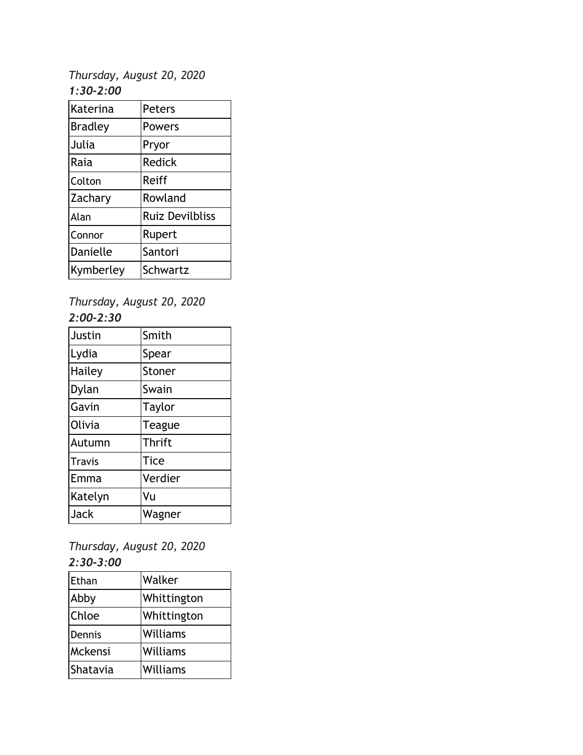*Thursday, August 20, 2020*
***1:30-2:00***

| | |
|---|---|
| Katerina | Peters |
| Bradley | Powers |
| Julia | Pryor |
| Raia | Redick |
| Colton | Reiff |
| Zachary | Rowland |
| Alan | Ruiz Devilbliss |
| Connor | Rupert |
| Danielle | Santori |
| Kymberley | Schwartz |

*Thursday, August 20, 2020*
***2:00-2:30***

| | |
|---|---|
| Justin | Smith |
| Lydia | Spear |
| Hailey | Stoner |
| Dylan | Swain |
| Gavin | Taylor |
| Olivia | Teague |
| Autumn | Thrift |
| Travis | Tice |
| Emma | Verdier |
| Katelyn | Vu |
| Jack | Wagner |

*Thursday, August 20, 2020*
***2:30-3:00***

| | |
|---|---|
| Ethan | Walker |
| Abby | Whittington |
| Chloe | Whittington |
| Dennis | Williams |
| Mckensi | Williams |
| Shatavia | Williams |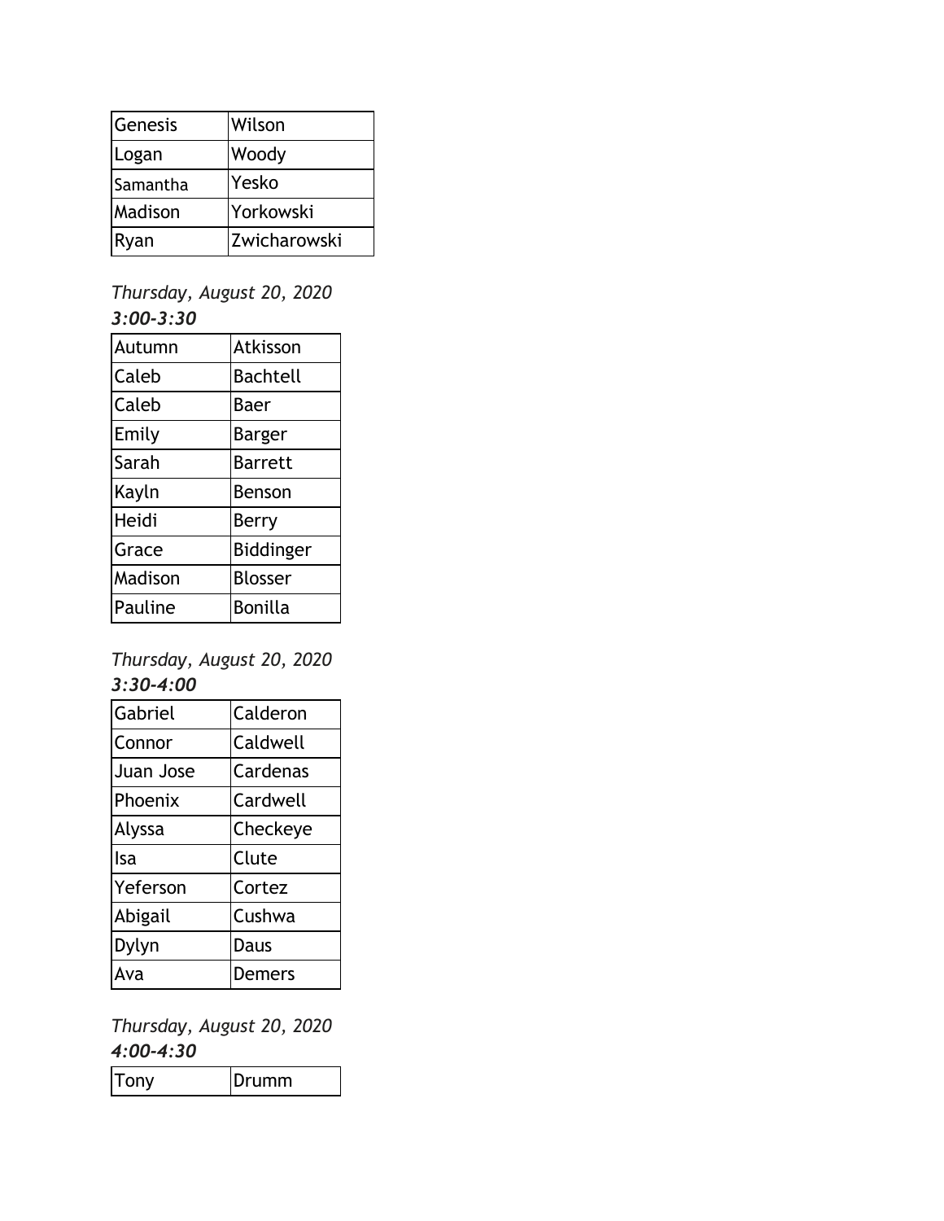| Genesis | Wilson |
| --- | --- |
| Logan | Woody |
| Samantha | Yesko |
| Madison | Yorkowski |
| Ryan | Zwicharowski |

*Thursday, August 20, 2020*
***3:00-3:30***

| Autumn | Atkisson |
| --- | --- |
| Caleb | Bachtell |
| Caleb | Baer |
| Emily | Barger |
| Sarah | Barrett |
| Kayln | Benson |
| Heidi | Berry |
| Grace | Biddinger |
| Madison | Blosser |
| Pauline | Bonilla |

*Thursday, August 20, 2020*
***3:30-4:00***

| Gabriel | Calderon |
| --- | --- |
| Connor | Caldwell |
| Juan Jose | Cardenas |
| Phoenix | Cardwell |
| Alyssa | Checkeye |
| Isa | Clute |
| Yeferson | Cortez |
| Abigail | Cushwa |
| Dylyn | Daus |
| Ava | Demers |

*Thursday, August 20, 2020*
***4:00-4:30***

| Tony | Drumm |
| --- | --- |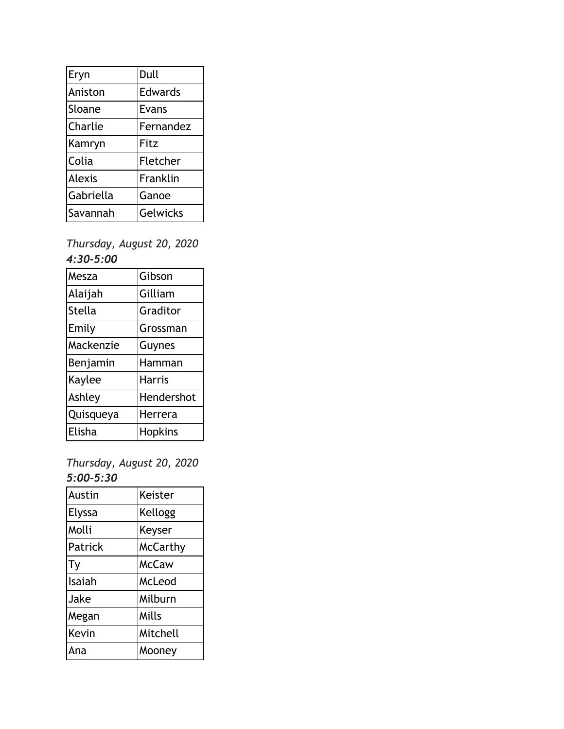| | |
|---|---|
| Eryn | Dull |
| Aniston | Edwards |
| Sloane | Evans |
| Charlie | Fernandez |
| Kamryn | Fitz |
| Colia | Fletcher |
| Alexis | Franklin |
| Gabriella | Ganoe |
| Savannah | Gelwicks |

*Thursday, August 20, 2020*
***4:30-5:00***

| | |
|---|---|
| Mesza | Gibson |
| Alaijah | Gilliam |
| Stella | Graditor |
| Emily | Grossman |
| Mackenzie | Guynes |
| Benjamin | Hamman |
| Kaylee | Harris |
| Ashley | Hendershot |
| Quisqueya | Herrera |
| Elisha | Hopkins |

*Thursday, August 20, 2020*
***5:00-5:30***

| | |
|---|---|
| Austin | Keister |
| Elyssa | Kellogg |
| Molli | Keyser |
| Patrick | McCarthy |
| Ty | McCaw |
| Isaiah | McLeod |
| Jake | Milburn |
| Megan | Mills |
| Kevin | Mitchell |
| Ana | Mooney |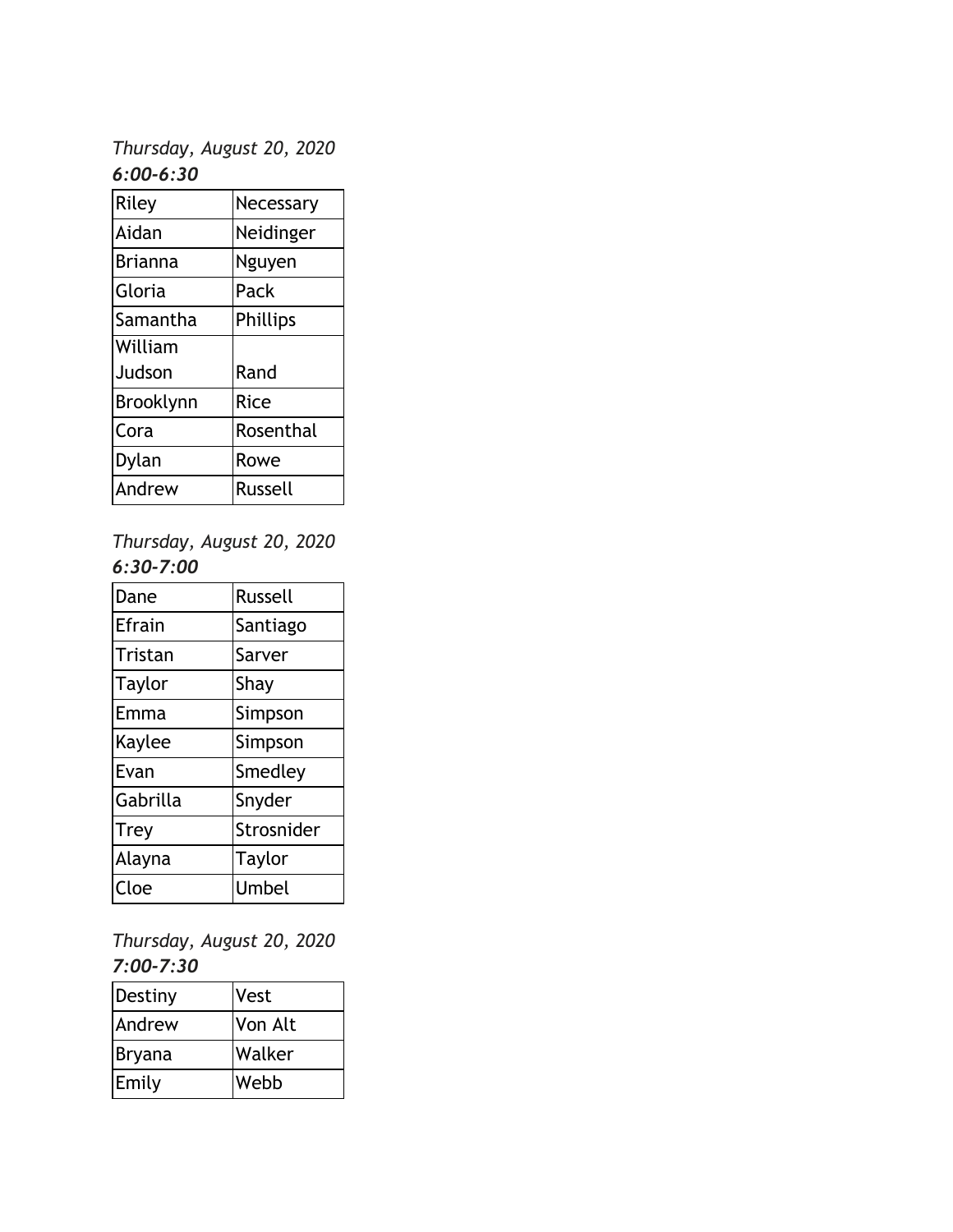*Thursday, August 20, 2020*
***6:00-6:30***

| | |
|---|---|
| Riley | Necessary |
| Aidan | Neidinger |
| Brianna | Nguyen |
| Gloria | Pack |
| Samantha | Phillips |
| William Judson | Rand |
| Brooklynn | Rice |
| Cora | Rosenthal |
| Dylan | Rowe |
| Andrew | Russell |

*Thursday, August 20, 2020*
***6:30-7:00***

| | |
|---|---|
| Dane | Russell |
| Efrain | Santiago |
| Tristan | Sarver |
| Taylor | Shay |
| Emma | Simpson |
| Kaylee | Simpson |
| Evan | Smedley |
| Gabrilla | Snyder |
| Trey | Strosnider |
| Alayna | Taylor |
| Cloe | Umbel |

*Thursday, August 20, 2020*
***7:00-7:30***

| | |
|---|---|
| Destiny | Vest |
| Andrew | Von Alt |
| Bryana | Walker |
| Emily | Webb |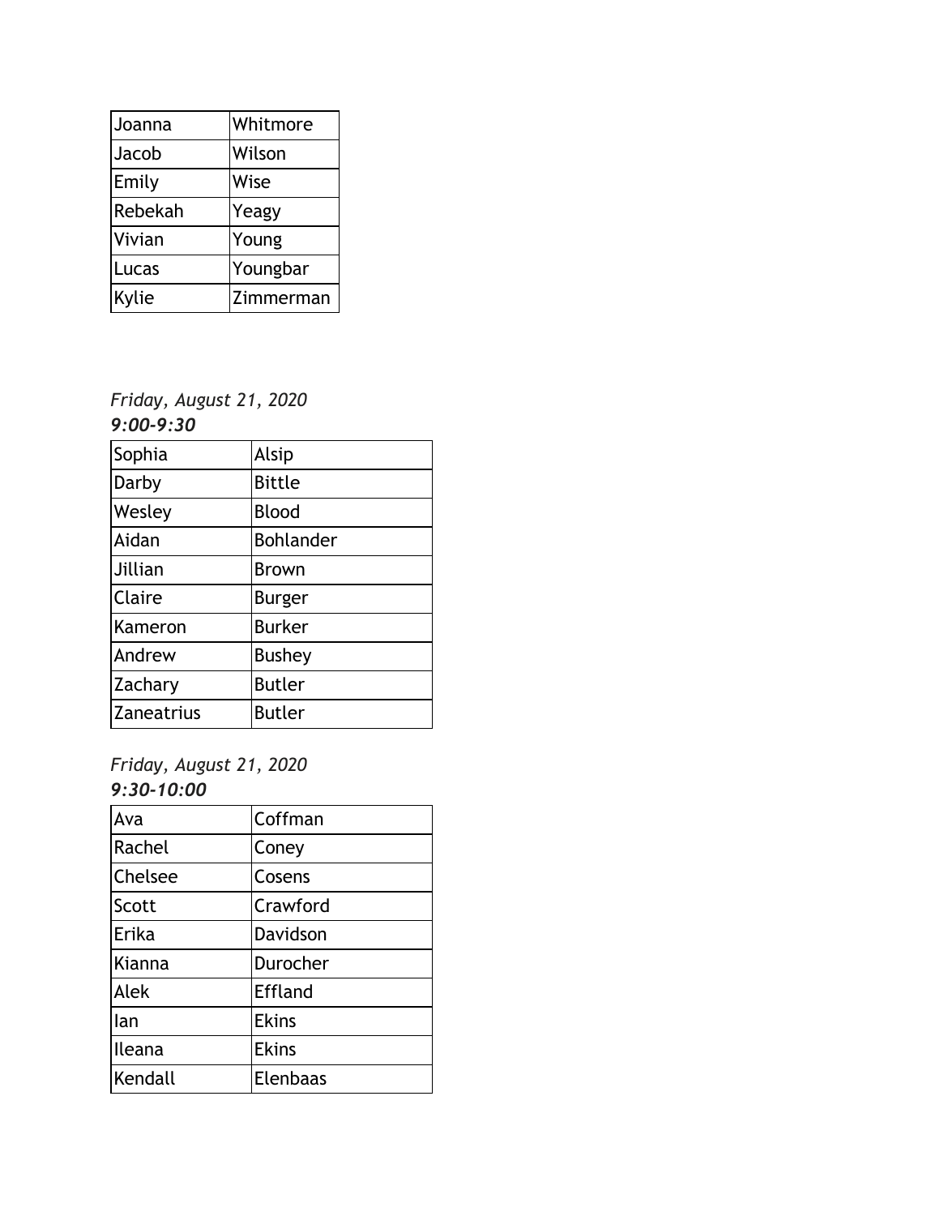| | |
|---|---|
| Joanna | Whitmore |
| Jacob | Wilson |
| Emily | Wise |
| Rebekah | Yeagy |
| Vivian | Young |
| Lucas | Youngbar |
| Kylie | Zimmerman |

*Friday, August 21, 2020*
***9:00-9:30***

| | |
|---|---|
| Sophia | Alsip |
| Darby | Bittle |
| Wesley | Blood |
| Aidan | Bohlander |
| Jillian | Brown |
| Claire | Burger |
| Kameron | Burker |
| Andrew | Bushey |
| Zachary | Butler |
| Zaneatrius | Butler |

*Friday, August 21, 2020*
***9:30-10:00***

| | |
|---|---|
| Ava | Coffman |
| Rachel | Coney |
| Chelsee | Cosens |
| Scott | Crawford |
| Erika | Davidson |
| Kianna | Durocher |
| Alek | Effland |
| Ian | Ekins |
| Ileana | Ekins |
| Kendall | Elenbaas |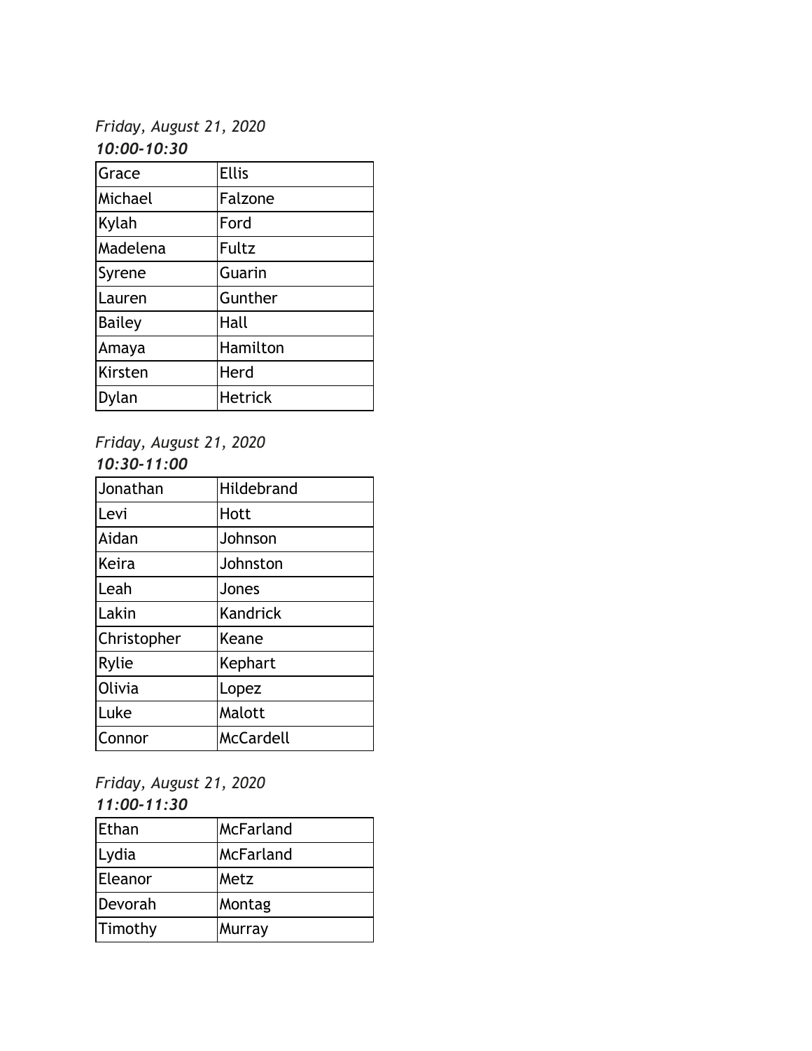*Friday, August 21, 2020*
***10:00-10:30***

| | |
|---|---|
| Grace | Ellis |
| Michael | Falzone |
| Kylah | Ford |
| Madelena | Fultz |
| Syrene | Guarin |
| Lauren | Gunther |
| Bailey | Hall |
| Amaya | Hamilton |
| Kirsten | Herd |
| Dylan | Hetrick |

*Friday, August 21, 2020*
***10:30-11:00***

| | |
|---|---|
| Jonathan | Hildebrand |
| Levi | Hott |
| Aidan | Johnson |
| Keira | Johnston |
| Leah | Jones |
| Lakin | Kandrick |
| Christopher | Keane |
| Rylie | Kephart |
| Olivia | Lopez |
| Luke | Malott |
| Connor | McCardell |

*Friday, August 21, 2020*
***11:00-11:30***

| | |
|---|---|
| Ethan | McFarland |
| Lydia | McFarland |
| Eleanor | Metz |
| Devorah | Montag |
| Timothy | Murray |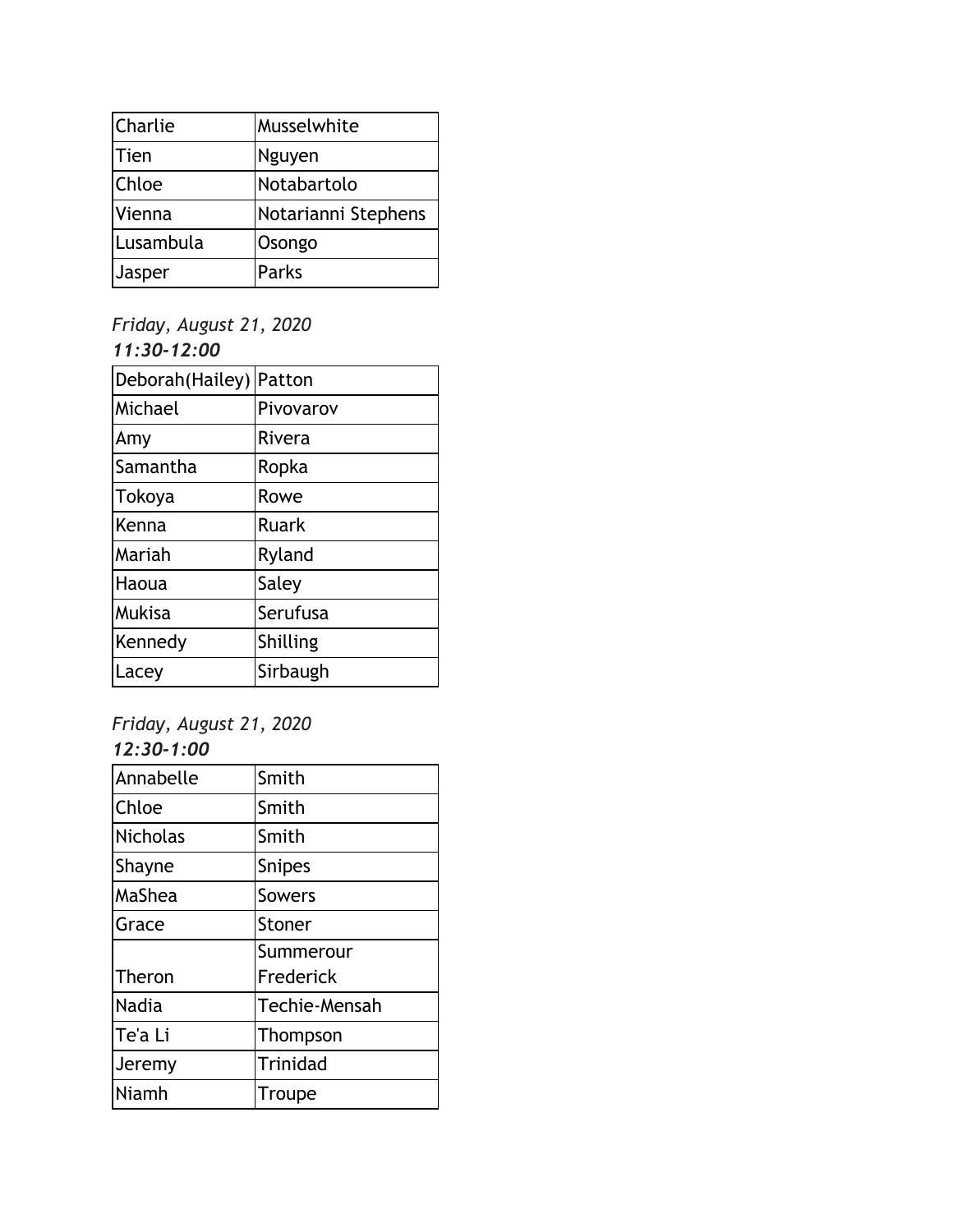| | |
|---|---|
| Charlie | Musselwhite |
| Tien | Nguyen |
| Chloe | Notabartolo |
| Vienna | Notarianni Stephens |
| Lusambula | Osongo |
| Jasper | Parks |

*Friday, August 21, 2020*
***11:30-12:00***

| | |
|---|---|
| Deborah(Hailey) | Patton |
| Michael | Pivovarov |
| Amy | Rivera |
| Samantha | Ropka |
| Tokoya | Rowe |
| Kenna | Ruark |
| Mariah | Ryland |
| Haoua | Saley |
| Mukisa | Serufusa |
| Kennedy | Shilling |
| Lacey | Sirbaugh |

*Friday, August 21, 2020*
***12:30-1:00***

| | |
|---|---|
| Annabelle | Smith |
| Chloe | Smith |
| Nicholas | Smith |
| Shayne | Snipes |
| MaShea | Sowers |
| Grace | Stoner |
| Theron | Summerour Frederick |
| Nadia | Techie-Mensah |
| Te'a Li | Thompson |
| Jeremy | Trinidad |
| Niamh | Troupe |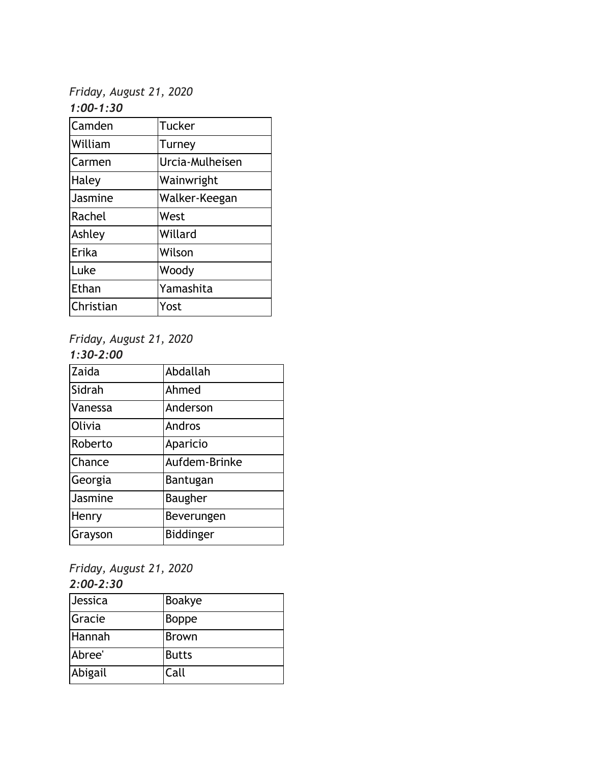*Friday, August 21, 2020*

***1:00-1:30***

| | |
|---|---|
| Camden | Tucker |
| William | Turney |
| Carmen | Urcia-Mulheisen |
| Haley | Wainwright |
| Jasmine | Walker-Keegan |
| Rachel | West |
| Ashley | Willard |
| Erika | Wilson |
| Luke | Woody |
| Ethan | Yamashita |
| Christian | Yost |

*Friday, August 21, 2020*

***1:30-2:00***

| | |
|---|---|
| Zaida | Abdallah |
| Sidrah | Ahmed |
| Vanessa | Anderson |
| Olivia | Andros |
| Roberto | Aparicio |
| Chance | Aufdem-Brinke |
| Georgia | Bantugan |
| Jasmine | Baugher |
| Henry | Beverungen |
| Grayson | Biddinger |

*Friday, August 21, 2020*

***2:00-2:30***

| | |
|---|---|
| Jessica | Boakye |
| Gracie | Boppe |
| Hannah | Brown |
| Abree' | Butts |
| Abigail | Call |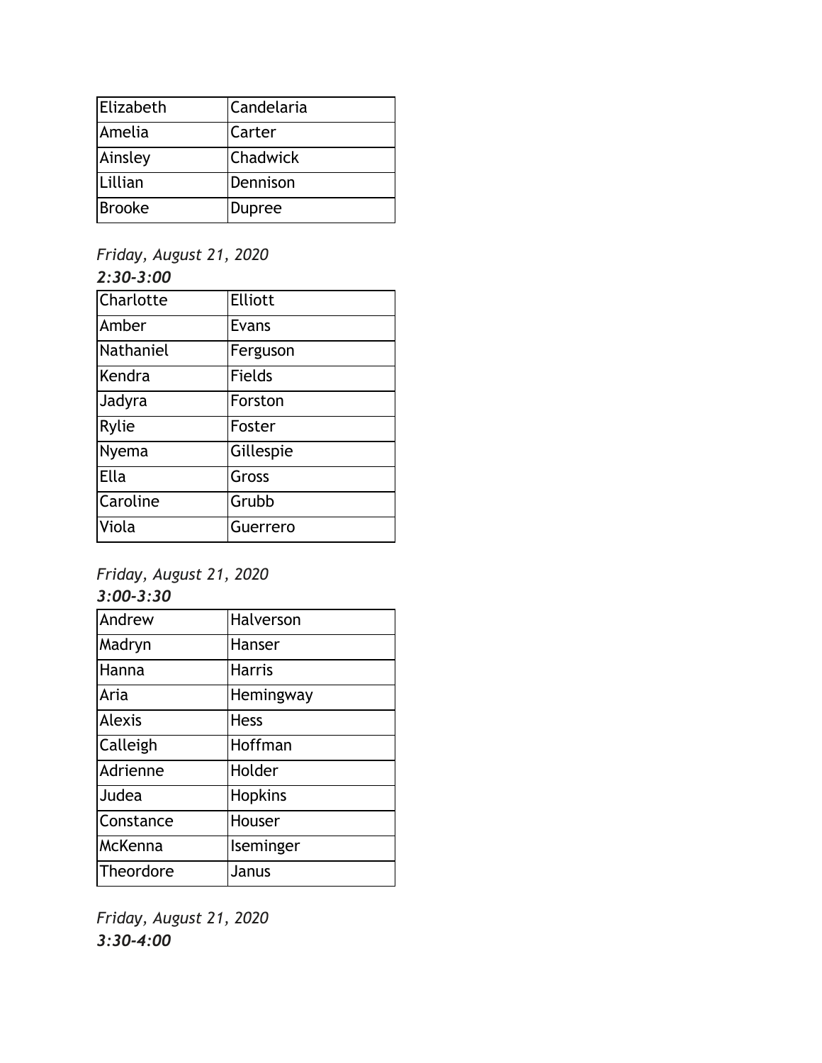| | |
|---|---|
| Elizabeth | Candelaria |
| Amelia | Carter |
| Ainsley | Chadwick |
| Lillian | Dennison |
| Brooke | Dupree |

*Friday, August 21, 2020*
***2:30-3:00***

| | |
|---|---|
| Charlotte | Elliott |
| Amber | Evans |
| Nathaniel | Ferguson |
| Kendra | Fields |
| Jadyra | Forston |
| Rylie | Foster |
| Nyema | Gillespie |
| Ella | Gross |
| Caroline | Grubb |
| Viola | Guerrero |

*Friday, August 21, 2020*
***3:00-3:30***

| | |
|---|---|
| Andrew | Halverson |
| Madryn | Hanser |
| Hanna | Harris |
| Aria | Hemingway |
| Alexis | Hess |
| Calleigh | Hoffman |
| Adrienne | Holder |
| Judea | Hopkins |
| Constance | Houser |
| McKenna | Iseminger |
| Theordore | Janus |

*Friday, August 21, 2020*
***3:30-4:00***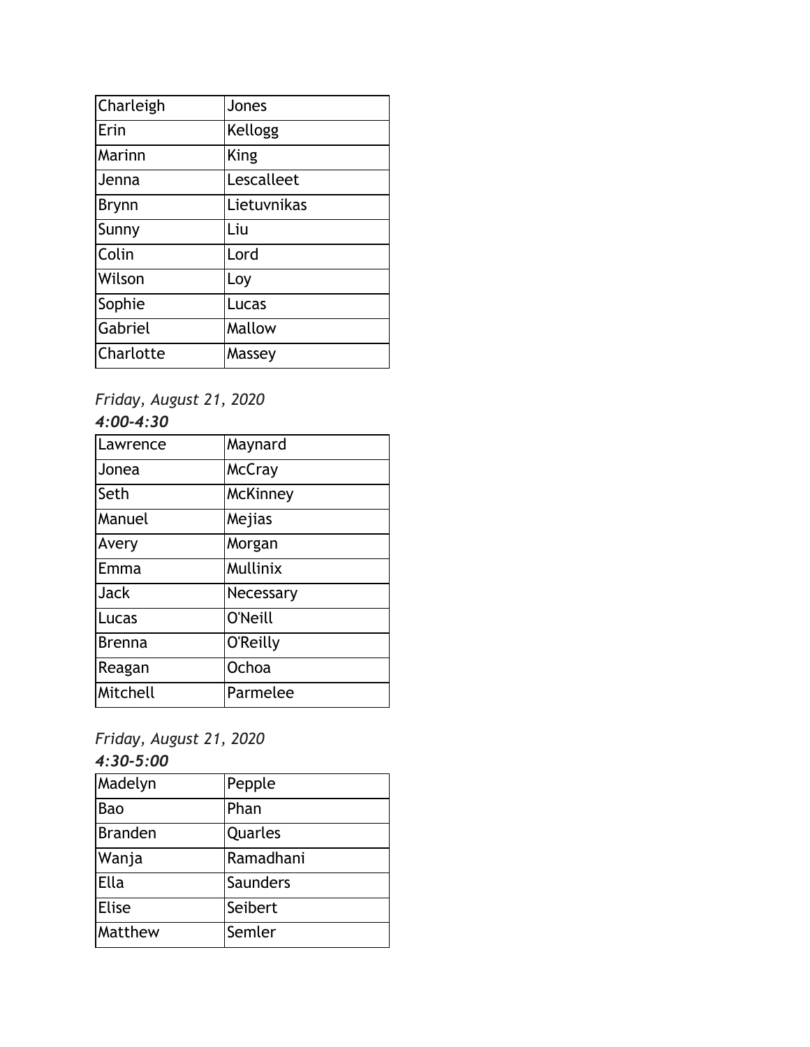| | |
|---|---|
| Charleigh | Jones |
| Erin | Kellogg |
| Marinn | King |
| Jenna | Lescalleet |
| Brynn | Lietuvnikas |
| Sunny | Liu |
| Colin | Lord |
| Wilson | Loy |
| Sophie | Lucas |
| Gabriel | Mallow |
| Charlotte | Massey |

*Friday, August 21, 2020*

***4:00-4:30***

| | |
|---|---|
| Lawrence | Maynard |
| Jonea | McCray |
| Seth | McKinney |
| Manuel | Mejias |
| Avery | Morgan |
| Emma | Mullinix |
| Jack | Necessary |
| Lucas | O'Neill |
| Brenna | O'Reilly |
| Reagan | Ochoa |
| Mitchell | Parmelee |

*Friday, August 21, 2020*

***4:30-5:00***

| | |
|---|---|
| Madelyn | Pepple |
| Bao | Phan |
| Branden | Quarles |
| Wanja | Ramadhani |
| Ella | Saunders |
| Elise | Seibert |
| Matthew | Semler |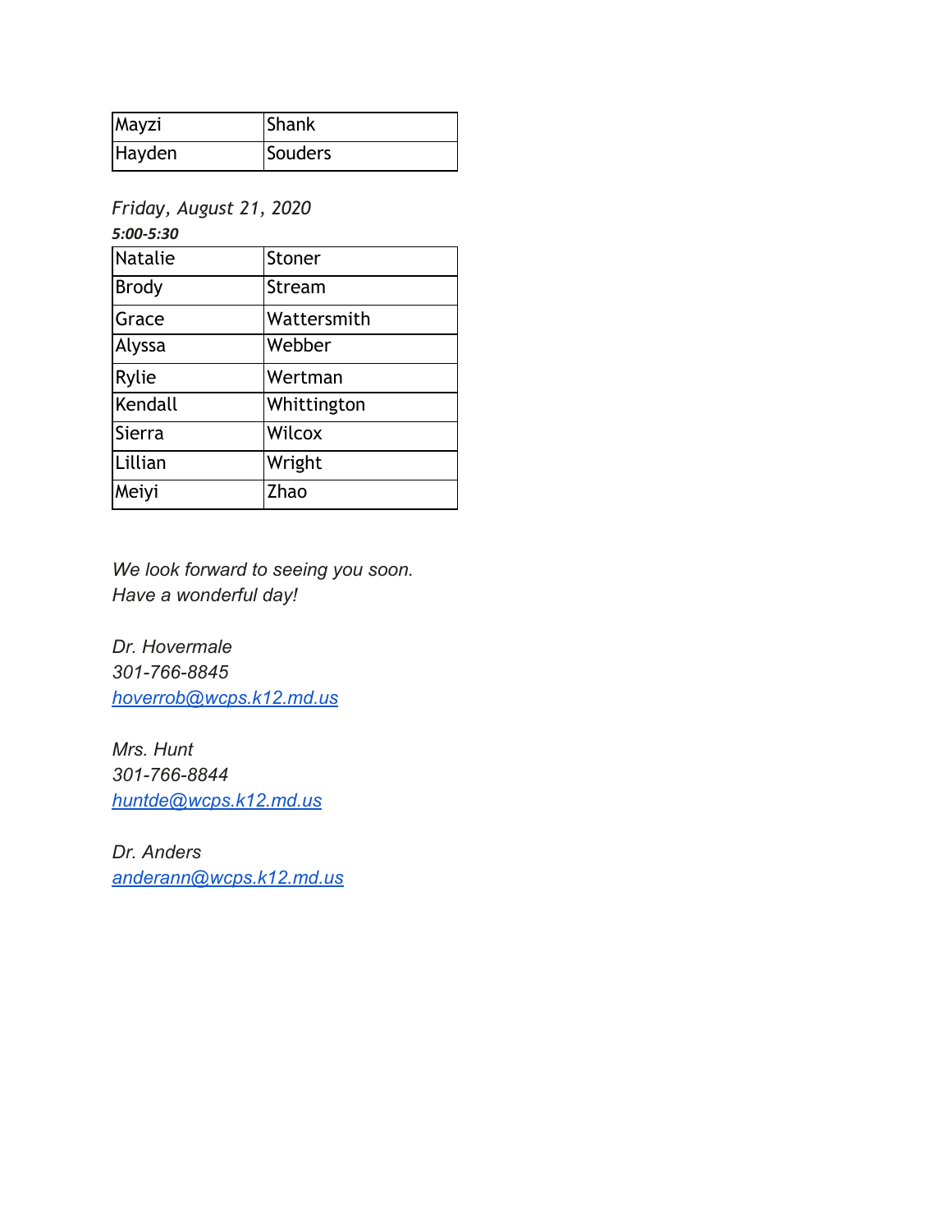| | |
|---|---|
| Mayzi | Shank |
| Hayden | Souders |

*Friday, August 21, 2020*

***5:00-5:30***

| | |
|---|---|
| Natalie | Stoner |
| Brody | Stream |
| Grace | Wattersmith |
| Alyssa | Webber |
| Rylie | Wertman |
| Kendall | Whittington |
| Sierra | Wilcox |
| Lillian | Wright |
| Meiyi | Zhao |

*We look forward to seeing you soon.*
*Have a wonderful day!*

*Dr. Hovermale*
*301-766-8845*
*hoverrob@wcps.k12.md.us*

*Mrs. Hunt*
*301-766-8844*
*huntde@wcps.k12.md.us*

*Dr. Anders*
*anderann@wcps.k12.md.us*